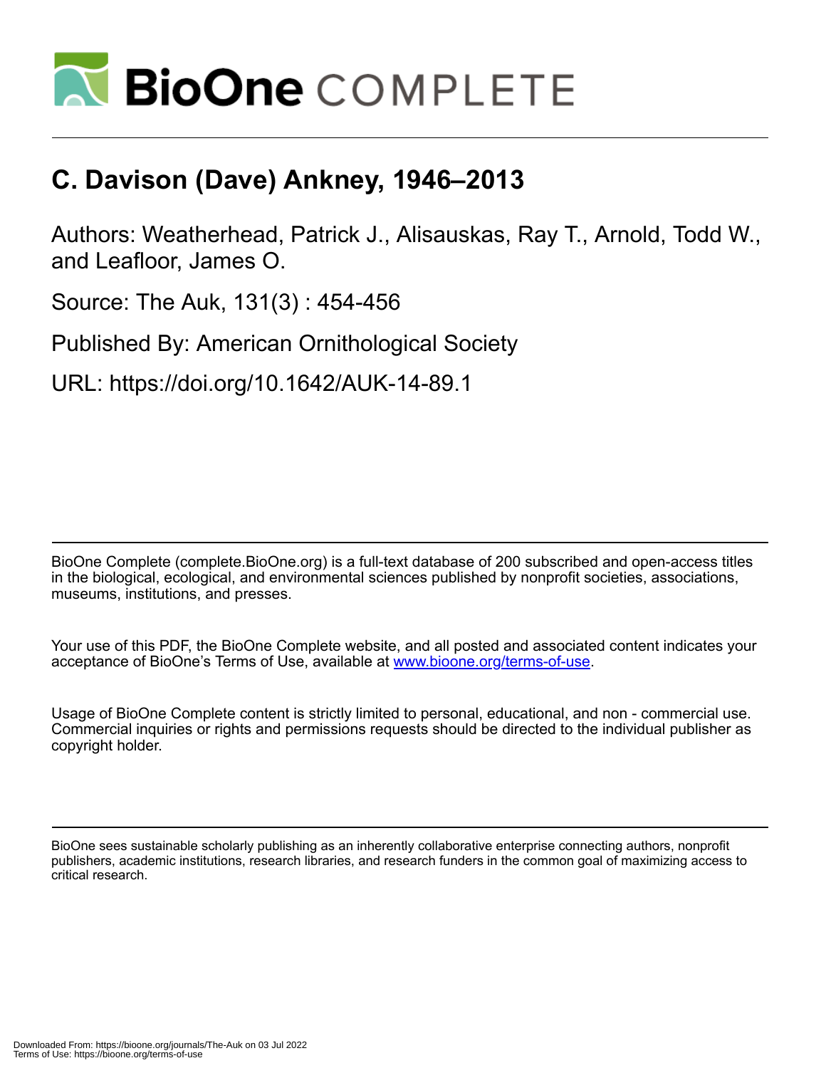# C. Davison (Dave) Ankney, 1946–2013

Authors: Weatherhead, Patrick J., Alisauskas, Ray T., Arnold, Todd W., and Leafloor, James O.

Source: The Auk, 131(3) : 454-456

Published By: American Ornithological Society

URL: https://doi.org/10.1642/AUK-14-89.1

BioOne Complete (complete.BioOne.org) is a full-text database of 200 subscribed and open-access titles in the biological, ecological, and environmental sciences published by nonprofit societies, associations, museums, institutions, and presses.

Your use of this PDF, the BioOne Complete website, and all posted and associated content indicates your acceptance of BioOne's Terms of Use, available at www.bioone.org/terms-of-use.

Usage of BioOne Complete content is strictly limited to personal, educational, and non - commercial use. Commercial inquiries or rights and permissions requests should be directed to the individual publisher as copyright holder.

BioOne sees sustainable scholarly publishing as an inherently collaborative enterprise connecting authors, nonprofit publishers, academic institutions, research libraries, and research funders in the common goal of maximizing access to critical research.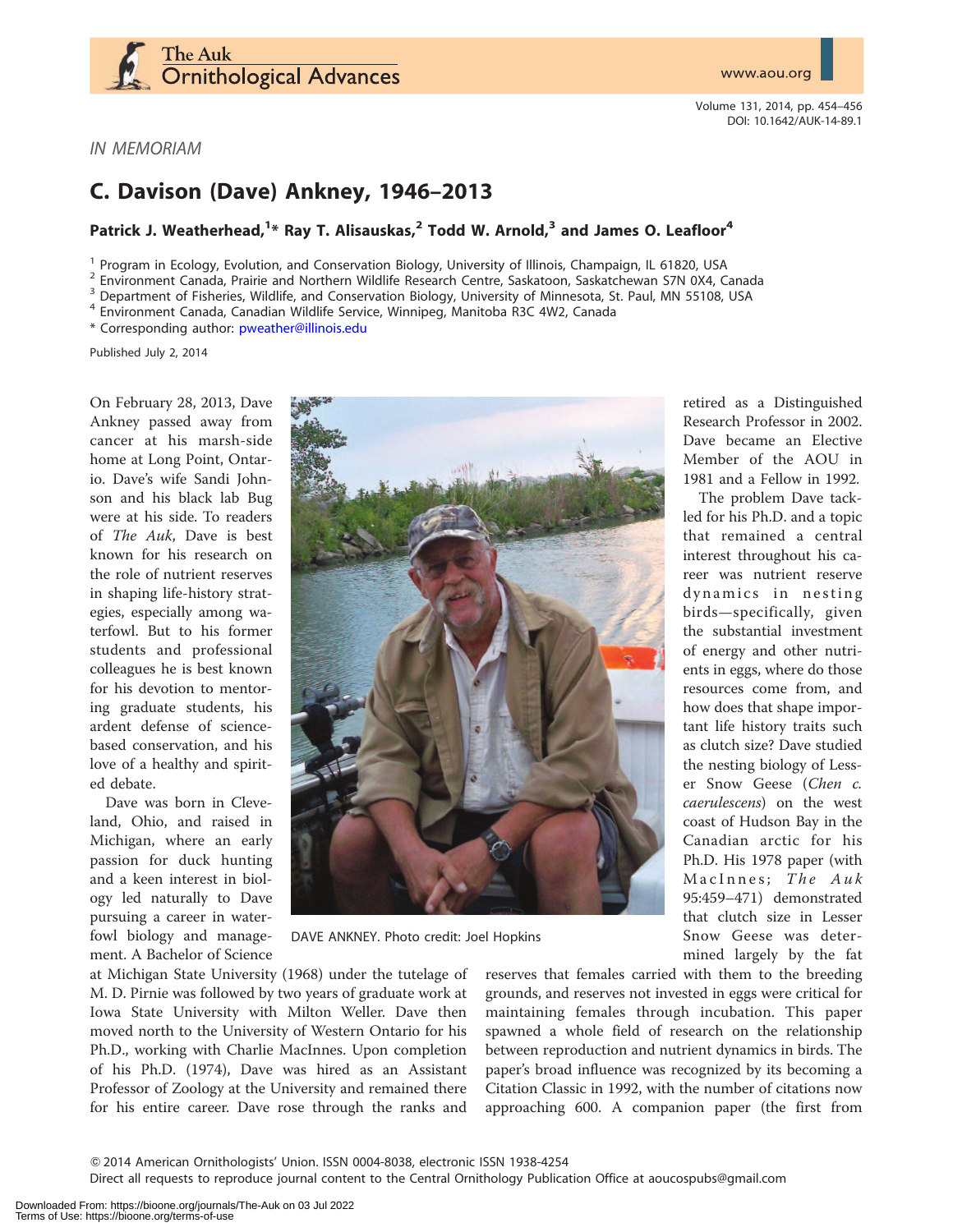IN MEMORIAM

# C. Davison (Dave) Ankney, 1946–2013

**Patrick J. Weatherhead,[1]* Ray T. Alisauskas,[2] Todd W. Arnold,[3] and James O. Leafloor[4]**

[1] Program in Ecology, Evolution, and Conservation Biology, University of Illinois, Champaign, IL 61820, USA
[2] Environment Canada, Prairie and Northern Wildlife Research Centre, Saskatoon, Saskatchewan S7N 0X4, Canada
[3] Department of Fisheries, Wildlife, and Conservation Biology, University of Minnesota, St. Paul, MN 55108, USA
[4] Environment Canada, Canadian Wildlife Service, Winnipeg, Manitoba R3C 4W2, Canada
* Corresponding author: pweather@illinois.edu

Published July 2, 2014

On February 28, 2013, Dave Ankney passed away from cancer at his marsh-side home at Long Point, Ontario. Dave's wife Sandi Johnson and his black lab Bug were at his side. To readers of *The Auk*, Dave is best known for his research on the role of nutrient reserves in shaping life-history strategies, especially among waterfowl. But to his former students and professional colleagues he is best known for his devotion to mentoring graduate students, his ardent defense of science-based conservation, and his love of a healthy and spirited debate.

DAVE ANKNEY. Photo credit: Joel Hopkins

Dave was born in Cleveland, Ohio, and raised in Michigan, where an early passion for duck hunting and a keen interest in biology led naturally to Dave pursuing a career in waterfowl biology and management. A Bachelor of Science at Michigan State University (1968) under the tutelage of M. D. Pirnie was followed by two years of graduate work at Iowa State University with Milton Weller. Dave then moved north to the University of Western Ontario for his Ph.D., working with Charlie MacInnes. Upon completion of his Ph.D. (1974), Dave was hired as an Assistant Professor of Zoology at the University and remained there for his entire career. Dave rose through the ranks and retired as a Distinguished Research Professor in 2002. Dave became an Elective Member of the AOU in 1981 and a Fellow in 1992.

The problem Dave tackled for his Ph.D. and a topic that remained a central interest throughout his career was nutrient reserve dynamics in nesting birds—specifically, given the substantial investment of energy and other nutrients in eggs, where do those resources come from, and how does that shape important life history traits such as clutch size? Dave studied the nesting biology of Lesser Snow Geese (*Chen c. caerulescens*) on the west coast of Hudson Bay in the Canadian arctic for his Ph.D. His 1978 paper (with MacInnes; *The Auk* 95:459–471) demonstrated that clutch size in Lesser Snow Geese was determined largely by the fat reserves that females carried with them to the breeding grounds, and reserves not invested in eggs were critical for maintaining females through incubation. This paper spawned a whole field of research on the relationship between reproduction and nutrient dynamics in birds. The paper's broad influence was recognized by its becoming a Citation Classic in 1992, with the number of citations now approaching 600. A companion paper (the first from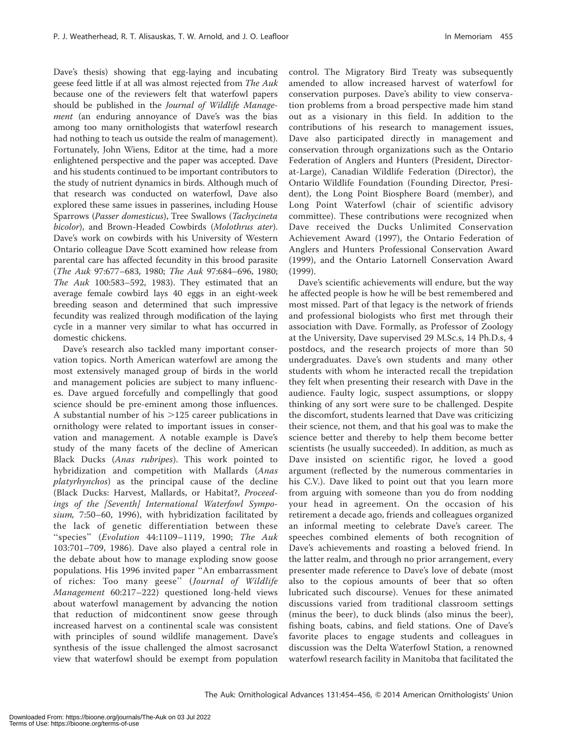Dave's thesis) showing that egg-laying and incubating geese feed little if at all was almost rejected from *The Auk* because one of the reviewers felt that waterfowl papers should be published in the *Journal of Wildlife Management* (an enduring annoyance of Dave's was the bias among too many ornithologists that waterfowl research had nothing to teach us outside the realm of management). Fortunately, John Wiens, Editor at the time, had a more enlightened perspective and the paper was accepted. Dave and his students continued to be important contributors to the study of nutrient dynamics in birds. Although much of that research was conducted on waterfowl, Dave also explored these same issues in passerines, including House Sparrows (*Passer domesticus*), Tree Swallows (*Tachycineta bicolor*), and Brown-Headed Cowbirds (*Molothrus ater*). Dave's work on cowbirds with his University of Western Ontario colleague Dave Scott examined how release from parental care has affected fecundity in this brood parasite (*The Auk* 97:677–683, 1980; *The Auk* 97:684–696, 1980; *The Auk* 100:583–592, 1983). They estimated that an average female cowbird lays 40 eggs in an eight-week breeding season and determined that such impressive fecundity was realized through modification of the laying cycle in a manner very similar to what has occurred in domestic chickens.

Dave's research also tackled many important conservation topics. North American waterfowl are among the most extensively managed group of birds in the world and management policies are subject to many influences. Dave argued forcefully and compellingly that good science should be pre-eminent among those influences. A substantial number of his >125 career publications in ornithology were related to important issues in conservation and management. A notable example is Dave's study of the many facets of the decline of American Black Ducks (*Anas rubripes*). This work pointed to hybridization and competition with Mallards (*Anas platyrhynchos*) as the principal cause of the decline (Black Ducks: Harvest, Mallards, or Habitat?, *Proceedings of the [Seventh] International Waterfowl Symposium,* 7:50–60, 1996), with hybridization facilitated by the lack of genetic differentiation between these "species" (*Evolution* 44:1109–1119, 1990; *The Auk* 103:701–709, 1986). Dave also played a central role in the debate about how to manage exploding snow goose populations. His 1996 invited paper "An embarrassment of riches: Too many geese" (*Journal of Wildlife Management* 60:217–222) questioned long-held views about waterfowl management by advancing the notion that reduction of midcontinent snow geese through increased harvest on a continental scale was consistent with principles of sound wildlife management. Dave's synthesis of the issue challenged the almost sacrosanct view that waterfowl should be exempt from population control. The Migratory Bird Treaty was subsequently amended to allow increased harvest of waterfowl for conservation purposes. Dave's ability to view conservation problems from a broad perspective made him stand out as a visionary in this field. In addition to the contributions of his research to management issues, Dave also participated directly in management and conservation through organizations such as the Ontario Federation of Anglers and Hunters (President, Director-at-Large), Canadian Wildlife Federation (Director), the Ontario Wildlife Foundation (Founding Director, President), the Long Point Biosphere Board (member), and Long Point Waterfowl (chair of scientific advisory committee). These contributions were recognized when Dave received the Ducks Unlimited Conservation Achievement Award (1997), the Ontario Federation of Anglers and Hunters Professional Conservation Award (1999), and the Ontario Latornell Conservation Award (1999).

Dave's scientific achievements will endure, but the way he affected people is how he will be best remembered and most missed. Part of that legacy is the network of friends and professional biologists who first met through their association with Dave. Formally, as Professor of Zoology at the University, Dave supervised 29 M.Sc.s, 14 Ph.D.s, 4 postdocs, and the research projects of more than 50 undergraduates. Dave's own students and many other students with whom he interacted recall the trepidation they felt when presenting their research with Dave in the audience. Faulty logic, suspect assumptions, or sloppy thinking of any sort were sure to be challenged. Despite the discomfort, students learned that Dave was criticizing their science, not them, and that his goal was to make the science better and thereby to help them become better scientists (he usually succeeded). In addition, as much as Dave insisted on scientific rigor, he loved a good argument (reflected by the numerous commentaries in his C.V.). Dave liked to point out that you learn more from arguing with someone than you do from nodding your head in agreement. On the occasion of his retirement a decade ago, friends and colleagues organized an informal meeting to celebrate Dave's career. The speeches combined elements of both recognition of Dave's achievements and roasting a beloved friend. In the latter realm, and through no prior arrangement, every presenter made reference to Dave's love of debate (most also to the copious amounts of beer that so often lubricated such discourse). Venues for these animated discussions varied from traditional classroom settings (minus the beer), to duck blinds (also minus the beer), fishing boats, cabins, and field stations. One of Dave's favorite places to engage students and colleagues in discussion was the Delta Waterfowl Station, a renowned waterfowl research facility in Manitoba that facilitated the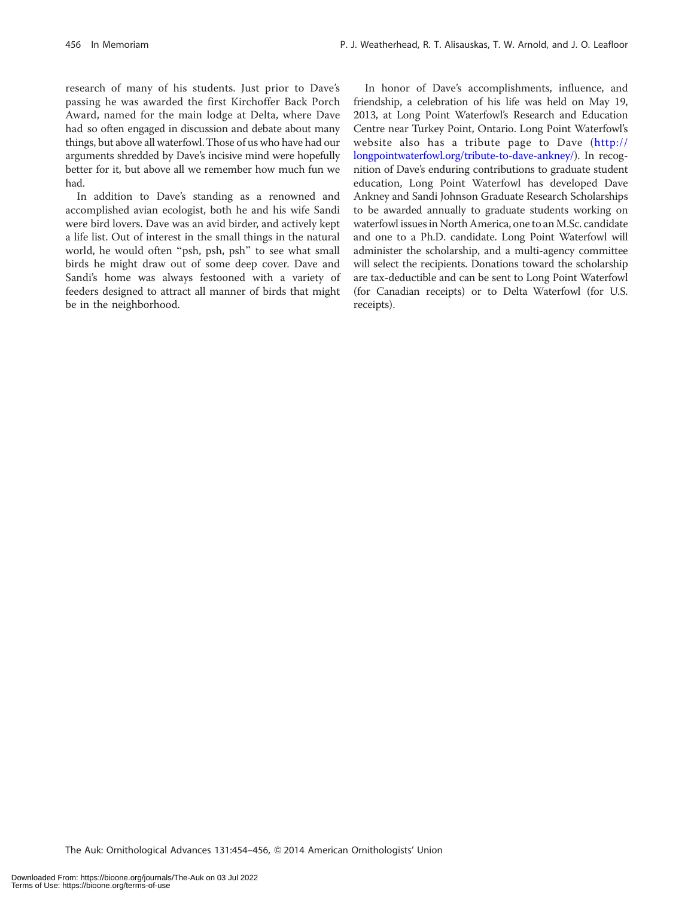research of many of his students. Just prior to Dave's passing he was awarded the first Kirchoffer Back Porch Award, named for the main lodge at Delta, where Dave had so often engaged in discussion and debate about many things, but above all waterfowl. Those of us who have had our arguments shredded by Dave's incisive mind were hopefully better for it, but above all we remember how much fun we had.

In addition to Dave's standing as a renowned and accomplished avian ecologist, both he and his wife Sandi were bird lovers. Dave was an avid birder, and actively kept a life list. Out of interest in the small things in the natural world, he would often "psh, psh, psh" to see what small birds he might draw out of some deep cover. Dave and Sandi's home was always festooned with a variety of feeders designed to attract all manner of birds that might be in the neighborhood.

In honor of Dave's accomplishments, influence, and friendship, a celebration of his life was held on May 19, 2013, at Long Point Waterfowl's Research and Education Centre near Turkey Point, Ontario. Long Point Waterfowl's website also has a tribute page to Dave (http://longpointwaterfowl.org/tribute-to-dave-ankney/). In recognition of Dave's enduring contributions to graduate student education, Long Point Waterfowl has developed Dave Ankney and Sandi Johnson Graduate Research Scholarships to be awarded annually to graduate students working on waterfowl issues in North America, one to an M.Sc. candidate and one to a Ph.D. candidate. Long Point Waterfowl will administer the scholarship, and a multi-agency committee will select the recipients. Donations toward the scholarship are tax-deductible and can be sent to Long Point Waterfowl (for Canadian receipts) or to Delta Waterfowl (for U.S. receipts).